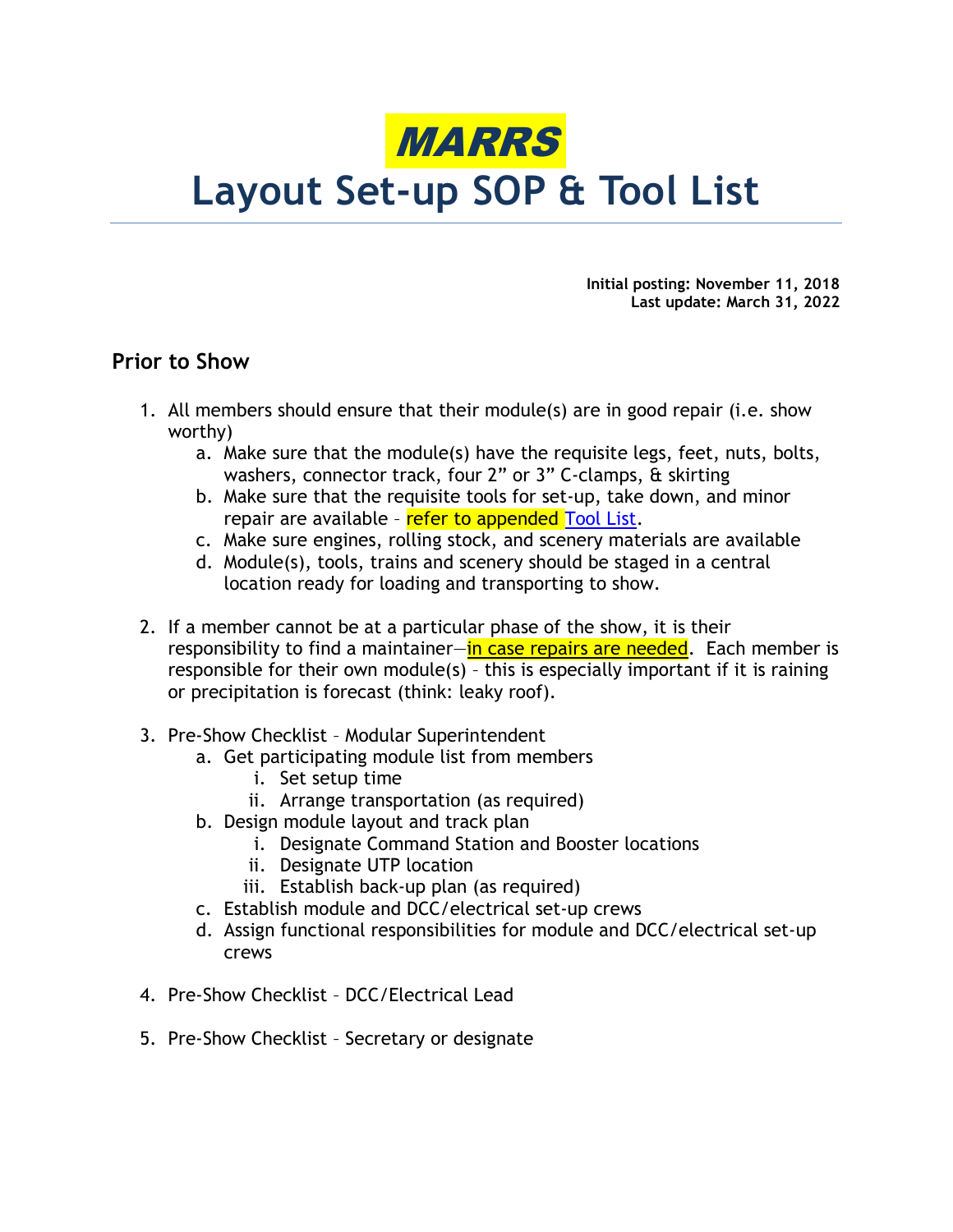# *MARRS*

# Layout Set-up SOP & Tool List

**Initial posting: November 11, 2018**
**Last update: March 31, 2022**

## Prior to Show

1. All members should ensure that their module(s) are in good repair (i.e. show worthy)
    a. Make sure that the module(s) have the requisite legs, feet, nuts, bolts, washers, connector track, four 2" or 3" C-clamps, & skirting
    b. Make sure that the requisite tools for set-up, take down, and minor repair are available – refer to appended Tool List.
    c. Make sure engines, rolling stock, and scenery materials are available
    d. Module(s), tools, trains and scenery should be staged in a central location ready for loading and transporting to show.

2. If a member cannot be at a particular phase of the show, it is their responsibility to find a maintainer—in case repairs are needed. Each member is responsible for their own module(s) – this is especially important if it is raining or precipitation is forecast (think: leaky roof).

3. Pre-Show Checklist – Modular Superintendent
    a. Get participating module list from members
        i. Set setup time
        ii. Arrange transportation (as required)
    b. Design module layout and track plan
        i. Designate Command Station and Booster locations
        ii. Designate UTP location
        iii. Establish back-up plan (as required)
    c. Establish module and DCC/electrical set-up crews
    d. Assign functional responsibilities for module and DCC/electrical set-up crews

4. Pre-Show Checklist – DCC/Electrical Lead

5. Pre-Show Checklist – Secretary or designate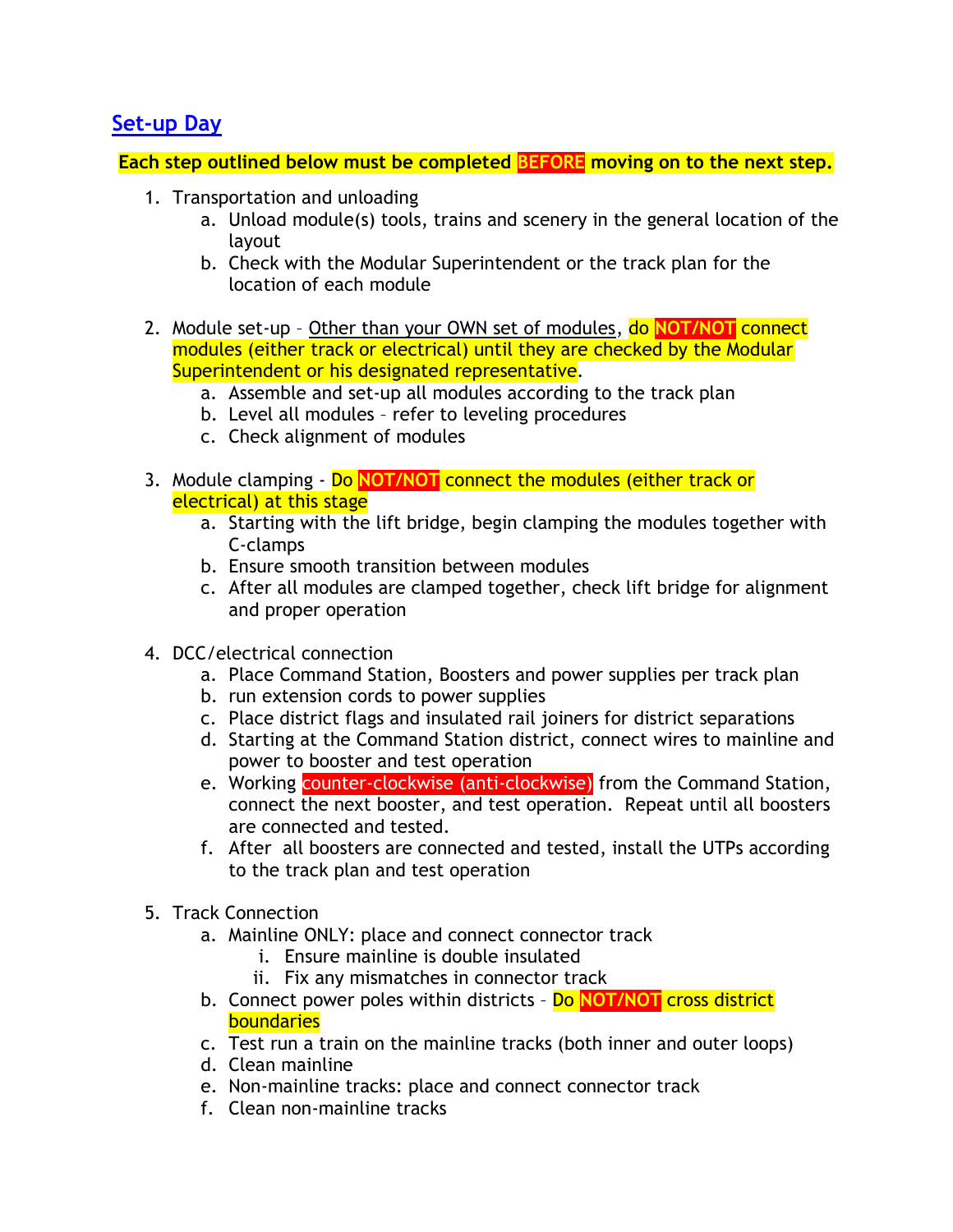## Set-up Day

**Each step outlined below must be completed BEFORE moving on to the next step.**

1. Transportation and unloading
   a. Unload module(s) tools, trains and scenery in the general location of the layout
   b. Check with the Modular Superintendent or the track plan for the location of each module

2. Module set-up – Other than your OWN set of modules, **do NOT/NOT connect modules (either track or electrical) until they are checked by the Modular Superintendent or his designated representative**.
   a. Assemble and set-up all modules according to the track plan
   b. Level all modules – refer to leveling procedures
   c. Check alignment of modules

3. Module clamping - **Do NOT/NOT connect the modules (either track or electrical) at this stage**
   a. Starting with the lift bridge, begin clamping the modules together with C-clamps
   b. Ensure smooth transition between modules
   c. After all modules are clamped together, check lift bridge for alignment and proper operation

4. DCC/electrical connection
   a. Place Command Station, Boosters and power supplies per track plan
   b. run extension cords to power supplies
   c. Place district flags and insulated rail joiners for district separations
   d. Starting at the Command Station district, connect wires to mainline and power to booster and test operation
   e. Working **counter-clockwise (anti-clockwise)** from the Command Station, connect the next booster, and test operation. Repeat until all boosters are connected and tested.
   f. After all boosters are connected and tested, install the UTPs according to the track plan and test operation

5. Track Connection
   a. Mainline ONLY: place and connect connector track
      i. Ensure mainline is double insulated
      ii. Fix any mismatches in connector track
   b. Connect power poles within districts – **Do NOT/NOT cross district boundaries**
   c. Test run a train on the mainline tracks (both inner and outer loops)
   d. Clean mainline
   e. Non-mainline tracks: place and connect connector track
   f. Clean non-mainline tracks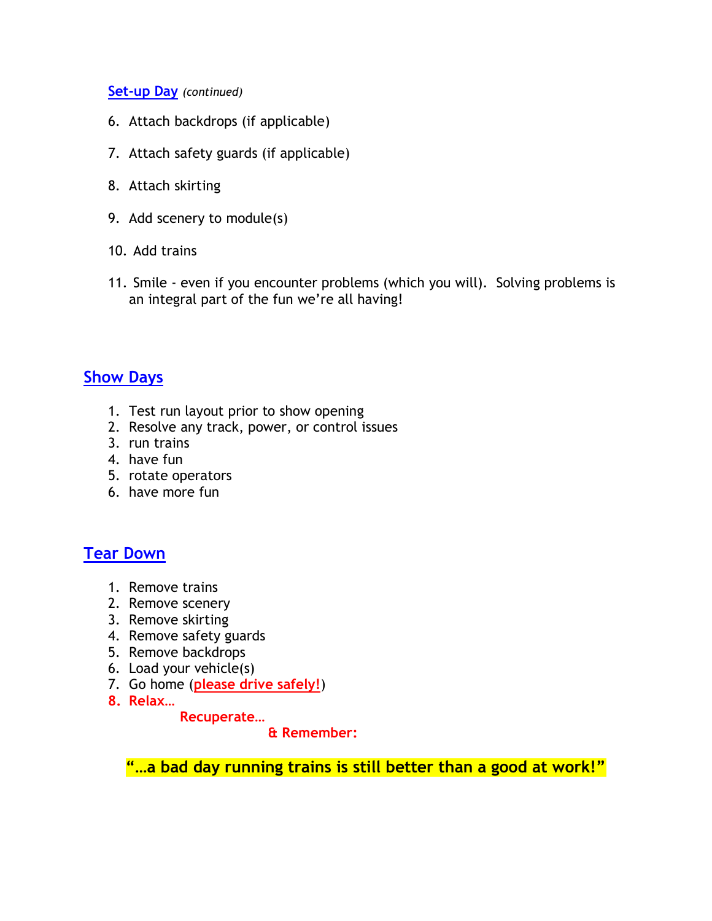## Set-up Day *(continued)*

6. Attach backdrops (if applicable)

7. Attach safety guards (if applicable)

8. Attach skirting

9. Add scenery to module(s)

10. Add trains

11. Smile - even if you encounter problems (which you will). Solving problems is an integral part of the fun we're all having!

## Show Days

1. Test run layout prior to show opening
2. Resolve any track, power, or control issues
3. run trains
4. have fun
5. rotate operators
6. have more fun

## Tear Down

1. Remove trains
2. Remove scenery
3. Remove skirting
4. Remove safety guards
5. Remove backdrops
6. Load your vehicle(s)
7. Go home (**please drive safely!**)
8. **Relax…**

   **Recuperate…**

   **& Remember:**

**"…a bad day running trains is still better than a good at work!"**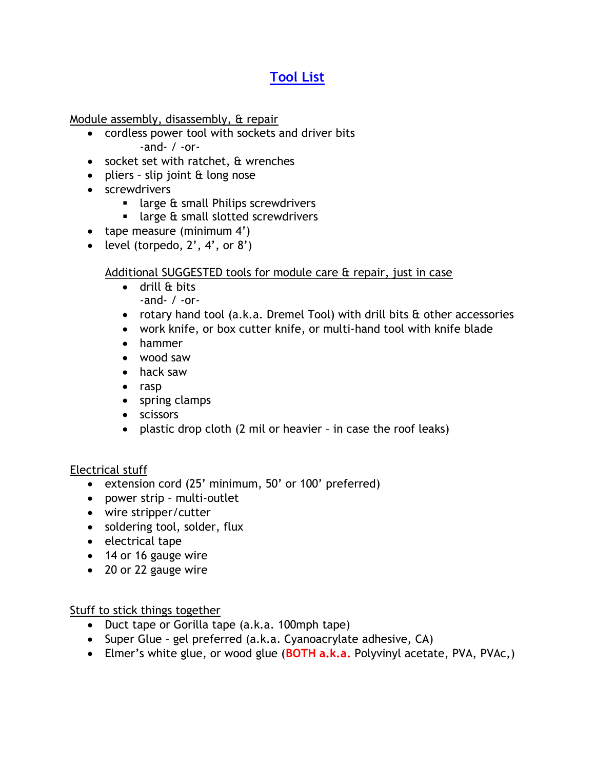# Tool List

Module assembly, disassembly, & repair

- cordless power tool with sockets and driver bits
  -and- / -or-
- socket set with ratchet, & wrenches
- pliers – slip joint & long nose
- screwdrivers
  - large & small Philips screwdrivers
  - large & small slotted screwdrivers
- tape measure (minimum 4')
- level (torpedo, 2', 4', or 8')

Additional SUGGESTED tools for module care & repair, just in case

- drill & bits
  -and- / -or-
- rotary hand tool (a.k.a. Dremel Tool) with drill bits & other accessories
- work knife, or box cutter knife, or multi-hand tool with knife blade
- hammer
- wood saw
- hack saw
- rasp
- spring clamps
- scissors
- plastic drop cloth (2 mil or heavier – in case the roof leaks)

Electrical stuff

- extension cord (25' minimum, 50' or 100' preferred)
- power strip – multi-outlet
- wire stripper/cutter
- soldering tool, solder, flux
- electrical tape
- 14 or 16 gauge wire
- 20 or 22 gauge wire

Stuff to stick things together

- Duct tape or Gorilla tape (a.k.a. 100mph tape)
- Super Glue – gel preferred (a.k.a. Cyanoacrylate adhesive, CA)
- Elmer's white glue, or wood glue (**BOTH a.k.a.** Polyvinyl acetate, PVA, PVAc,)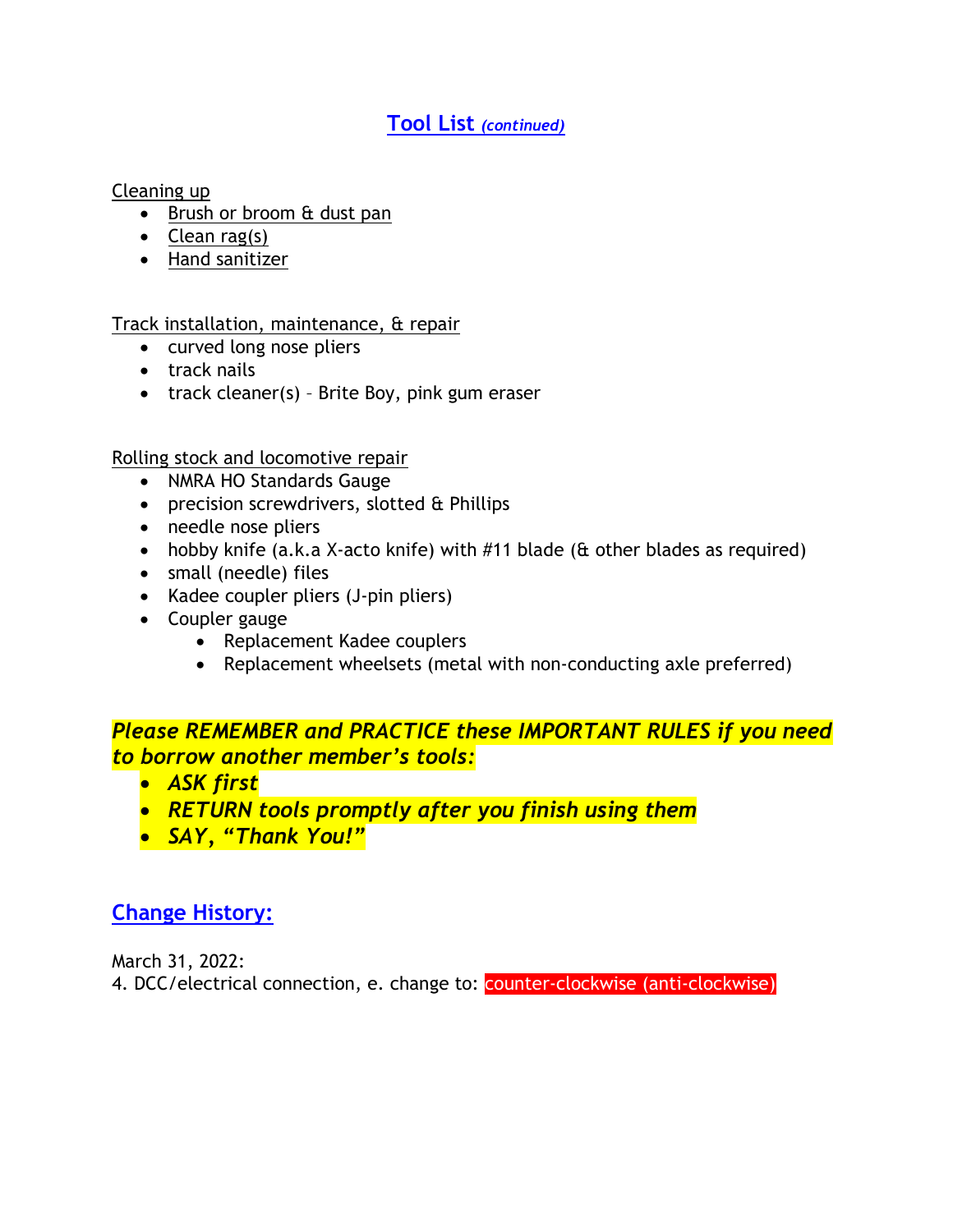## Tool List *(continued)*

Cleaning up

- Brush or broom & dust pan
- Clean rag(s)
- Hand sanitizer

Track installation, maintenance, & repair

- curved long nose pliers
- track nails
- track cleaner(s) – Brite Boy, pink gum eraser

Rolling stock and locomotive repair

- NMRA HO Standards Gauge
- precision screwdrivers, slotted & Phillips
- needle nose pliers
- hobby knife (a.k.a X-acto knife) with #11 blade (& other blades as required)
- small (needle) files
- Kadee coupler pliers (J-pin pliers)
- Coupler gauge
    - Replacement Kadee couplers
    - Replacement wheelsets (metal with non-conducting axle preferred)

***Please REMEMBER and PRACTICE these IMPORTANT RULES if you need to borrow another member's tools:***

- ***ASK first***
- ***RETURN tools promptly after you finish using them***
- ***SAY, "Thank You!"***

## Change History:

March 31, 2022:
4. DCC/electrical connection, e. change to: counter-clockwise (anti-clockwise)